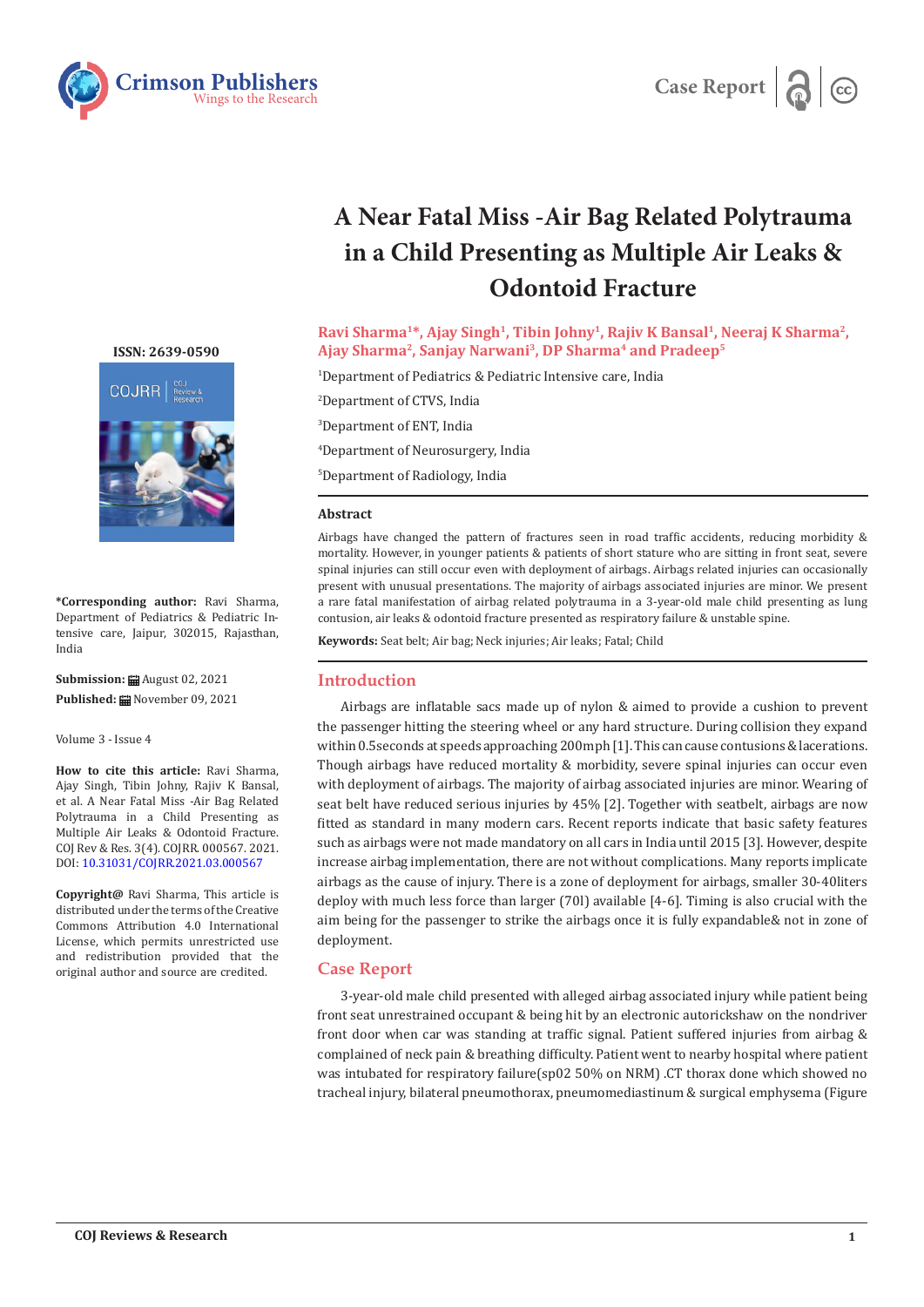Case Report

# A Near Fatal Miss -Air Bag Related Polytrauma in a Child Presenting as Multiple Air Leaks & Odontoid Fracture

**Ravi Sharma[1]*, Ajay Singh[1], Tibin Johny[1], Rajiv K Bansal[1], Neeraj K Sharma[2], Ajay Sharma[2], Sanjay Narwani[3], DP Sharma[4] and Pradeep[5]**

[1]Department of Pediatrics & Pediatric Intensive care, India

[2]Department of CTVS, India

[3]Department of ENT, India

[4]Department of Neurosurgery, India

[5]Department of Radiology, India

**ISSN: 2639-0590**

**\*Corresponding author:** Ravi Sharma, Department of Pediatrics & Pediatric Intensive care, Jaipur, 302015, Rajasthan, India

**Submission:** August 02, 2021

**Published:** November 09, 2021

Volume 3 - Issue 4

**How to cite this article:** Ravi Sharma, Ajay Singh, Tibin Johny, Rajiv K Bansal, et al. A Near Fatal Miss -Air Bag Related Polytrauma in a Child Presenting as Multiple Air Leaks & Odontoid Fracture. COJ Rev & Res. 3(4). COJRR. 000567. 2021. DOI: 10.31031/COJRR.2021.03.000567

**Copyright@** Ravi Sharma, This article is distributed under the terms of the Creative Commons Attribution 4.0 International License, which permits unrestricted use and redistribution provided that the original author and source are credited.

## Abstract

Airbags have changed the pattern of fractures seen in road traffic accidents, reducing morbidity & mortality. However, in younger patients & patients of short stature who are sitting in front seat, severe spinal injuries can still occur even with deployment of airbags. Airbags related injuries can occasionally present with unusual presentations. The majority of airbags associated injuries are minor. We present a rare fatal manifestation of airbag related polytrauma in a 3-year-old male child presenting as lung contusion, air leaks & odontoid fracture presented as respiratory failure & unstable spine.

**Keywords:** Seat belt; Air bag; Neck injuries; Air leaks; Fatal; Child

## Introduction

Airbags are inflatable sacs made up of nylon & aimed to provide a cushion to prevent the passenger hitting the steering wheel or any hard structure. During collision they expand within 0.5seconds at speeds approaching 200mph [1]. This can cause contusions & lacerations. Though airbags have reduced mortality & morbidity, severe spinal injuries can occur even with deployment of airbags. The majority of airbag associated injuries are minor. Wearing of seat belt have reduced serious injuries by 45% [2]. Together with seatbelt, airbags are now fitted as standard in many modern cars. Recent reports indicate that basic safety features such as airbags were not made mandatory on all cars in India until 2015 [3]. However, despite increase airbag implementation, there are not without complications. Many reports implicate airbags as the cause of injury. There is a zone of deployment for airbags, smaller 30-40liters deploy with much less force than larger (70l) available [4-6]. Timing is also crucial with the aim being for the passenger to strike the airbags once it is fully expandable& not in zone of deployment.

## Case Report

3-year-old male child presented with alleged airbag associated injury while patient being front seat unrestrained occupant & being hit by an electronic autorickshaw on the nondriver front door when car was standing at traffic signal. Patient suffered injuries from airbag & complained of neck pain & breathing difficulty. Patient went to nearby hospital where patient was intubated for respiratory failure(sp02 50% on NRM) .CT thorax done which showed no tracheal injury, bilateral pneumothorax, pneumomediastinum & surgical emphysema (Figure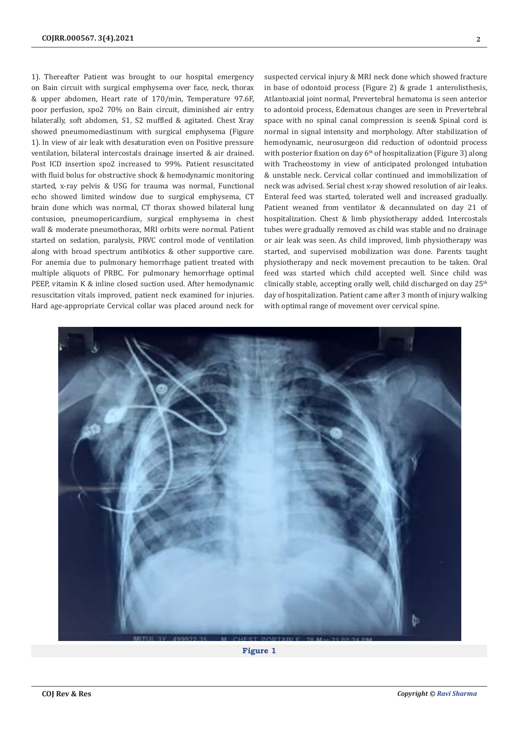1). Thereafter Patient was brought to our hospital emergency on Bain circuit with surgical emphysema over face, neck, thorax & upper abdomen, Heart rate of 170/min, Temperature 97.6F, poor perfusion, spo2 70% on Bain circuit, diminished air entry bilaterally, soft abdomen, S1, S2 muffled & agitated. Chest Xray showed pneumomediastinum with surgical emphysema (Figure 1). In view of air leak with desaturation even on Positive pressure ventilation, bilateral intercostals drainage inserted & air drained. Post ICD insertion spo2 increased to 99%. Patient resuscitated with fluid bolus for obstructive shock & hemodynamic monitoring started, x-ray pelvis & USG for trauma was normal, Functional echo showed limited window due to surgical emphysema, CT brain done which was normal, CT thorax showed bilateral lung contusion, pneumopericardium, surgical emphysema in chest wall & moderate pneumothorax, MRI orbits were normal. Patient started on sedation, paralysis, PRVC control mode of ventilation along with broad spectrum antibiotics & other supportive care. For anemia due to pulmonary hemorrhage patient treated with multiple aliquots of PRBC. For pulmonary hemorrhage optimal PEEP, vitamin K & inline closed suction used. After hemodynamic resuscitation vitals improved, patient neck examined for injuries. Hard age-appropriate Cervical collar was placed around neck for suspected cervical injury & MRI neck done which showed fracture in base of odontoid process (Figure 2) & grade 1 anterolisthesis, Atlantoaxial joint normal, Prevertebral hematoma is seen anterior to adontoid process, Edematous changes are seen in Prevertebral space with no spinal canal compression is seen& Spinal cord is normal in signal intensity and morphology. After stabilization of hemodynamic, neurosurgeon did reduction of odontoid process with posterior fixation on day 6th of hospitalization (Figure 3) along with Tracheostomy in view of anticipated prolonged intubation & unstable neck. Cervical collar continued and immobilization of neck was advised. Serial chest x-ray showed resolution of air leaks. Enteral feed was started, tolerated well and increased gradually. Patient weaned from ventilator & decannulated on day 21 of hospitalization. Chest & limb physiotherapy added. Intercostals tubes were gradually removed as child was stable and no drainage or air leak was seen. As child improved, limb physiotherapy was started, and supervised mobilization was done. Parents taught physiotherapy and neck movement precaution to be taken. Oral feed was started which child accepted well. Since child was clinically stable, accepting orally well, child discharged on day 25th day of hospitalization. Patient came after 3 month of injury walking with optimal range of movement over cervical spine.

**Figure 1**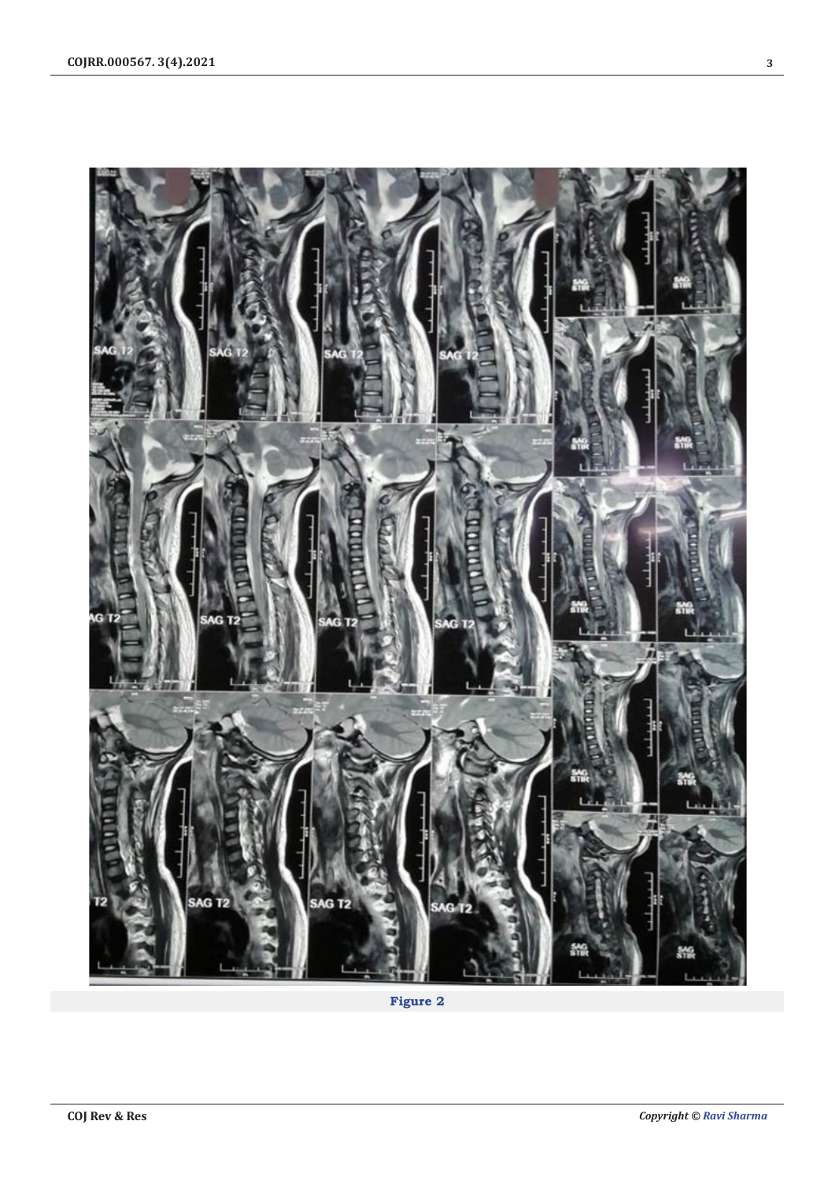Figure 2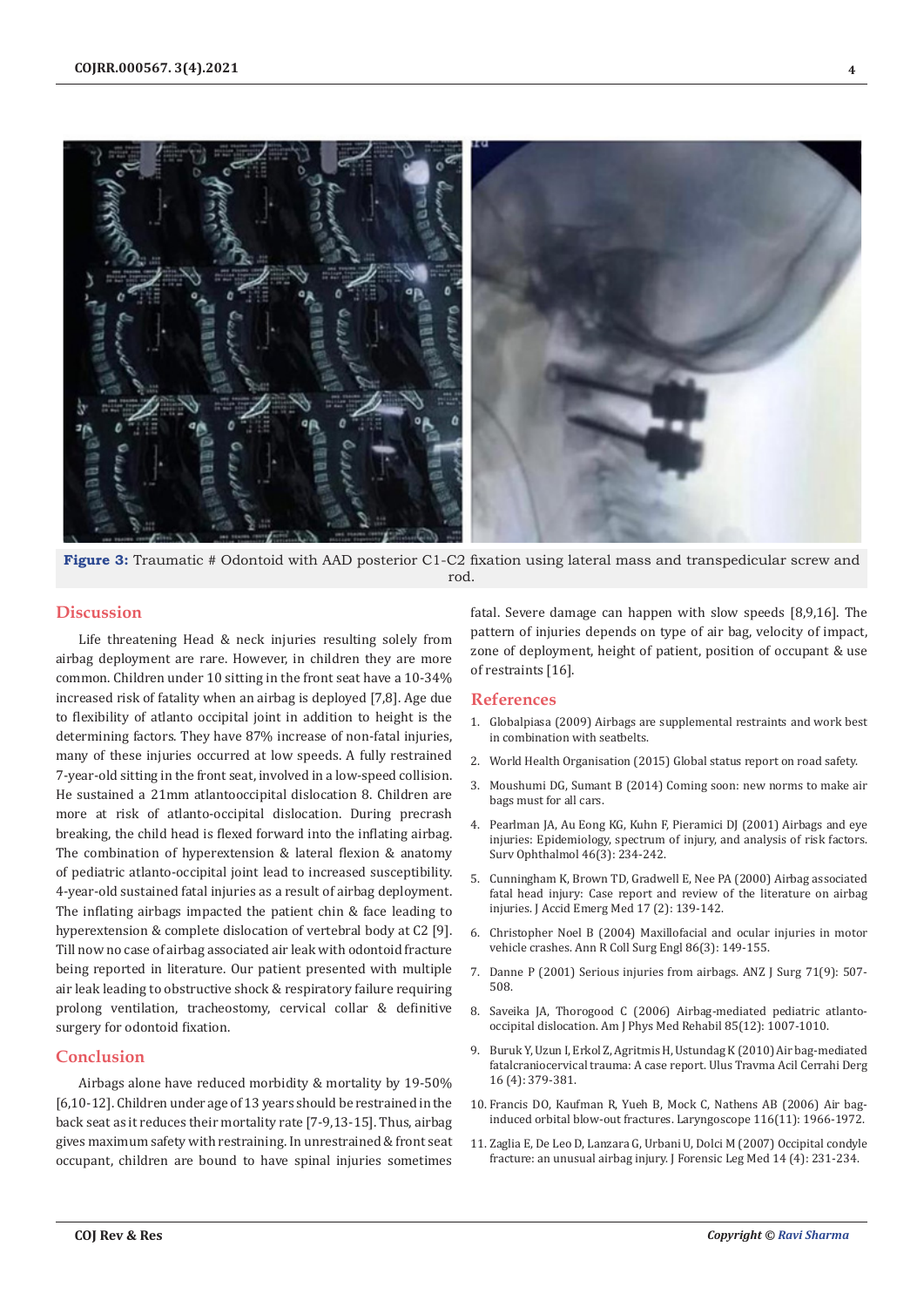**Figure 3:** Traumatic # Odontoid with AAD posterior C1-C2 fixation using lateral mass and transpedicular screw and rod.

## Discussion

Life threatening Head & neck injuries resulting solely from airbag deployment are rare. However, in children they are more common. Children under 10 sitting in the front seat have a 10-34% increased risk of fatality when an airbag is deployed [7,8]. Age due to flexibility of atlanto occipital joint in addition to height is the determining factors. They have 87% increase of non-fatal injuries, many of these injuries occurred at low speeds. A fully restrained 7-year-old sitting in the front seat, involved in a low-speed collision. He sustained a 21mm atlantooccipital dislocation 8. Children are more at risk of atlanto-occipital dislocation. During precrash breaking, the child head is flexed forward into the inflating airbag. The combination of hyperextension & lateral flexion & anatomy of pediatric atlanto-occipital joint lead to increased susceptibility. 4-year-old sustained fatal injuries as a result of airbag deployment. The inflating airbags impacted the patient chin & face leading to hyperextension & complete dislocation of vertebral body at C2 [9]. Till now no case of airbag associated air leak with odontoid fracture being reported in literature. Our patient presented with multiple air leak leading to obstructive shock & respiratory failure requiring prolong ventilation, tracheostomy, cervical collar & definitive surgery for odontoid fixation.

## Conclusion

Airbags alone have reduced morbidity & mortality by 19-50% [6,10-12]. Children under age of 13 years should be restrained in the back seat as it reduces their mortality rate [7-9,13-15]. Thus, airbag gives maximum safety with restraining. In unrestrained & front seat occupant, children are bound to have spinal injuries sometimes fatal. Severe damage can happen with slow speeds [8,9,16]. The pattern of injuries depends on type of air bag, velocity of impact, zone of deployment, height of patient, position of occupant & use of restraints [16].

## References

1. Globalpiasa (2009) Airbags are supplemental restraints and work best in combination with seatbelts.
2. World Health Organisation (2015) Global status report on road safety.
3. Moushumi DG, Sumant B (2014) Coming soon: new norms to make air bags must for all cars.
4. Pearlman JA, Au Eong KG, Kuhn F, Pieramici DJ (2001) Airbags and eye injuries: Epidemiology, spectrum of injury, and analysis of risk factors. Surv Ophthalmol 46(3): 234-242.
5. Cunningham K, Brown TD, Gradwell E, Nee PA (2000) Airbag associated fatal head injury: Case report and review of the literature on airbag injuries. J Accid Emerg Med 17 (2): 139-142.
6. Christopher Noel B (2004) Maxillofacial and ocular injuries in motor vehicle crashes. Ann R Coll Surg Engl 86(3): 149-155.
7. Danne P (2001) Serious injuries from airbags. ANZ J Surg 71(9): 507-508.
8. Saveika JA, Thorogood C (2006) Airbag-mediated pediatric atlanto-occipital dislocation. Am J Phys Med Rehabil 85(12): 1007-1010.
9. Buruk Y, Uzun I, Erkol Z, Agritmis H, Ustundag K (2010) Air bag-mediated fatalcraniocervical trauma: A case report. Ulus Travma Acil Cerrahi Derg 16 (4): 379-381.
10. Francis DO, Kaufman R, Yueh B, Mock C, Nathens AB (2006) Air bag-induced orbital blow-out fractures. Laryngoscope 116(11): 1966-1972.
11. Zaglia E, De Leo D, Lanzara G, Urbani U, Dolci M (2007) Occipital condyle fracture: an unusual airbag injury. J Forensic Leg Med 14 (4): 231-234.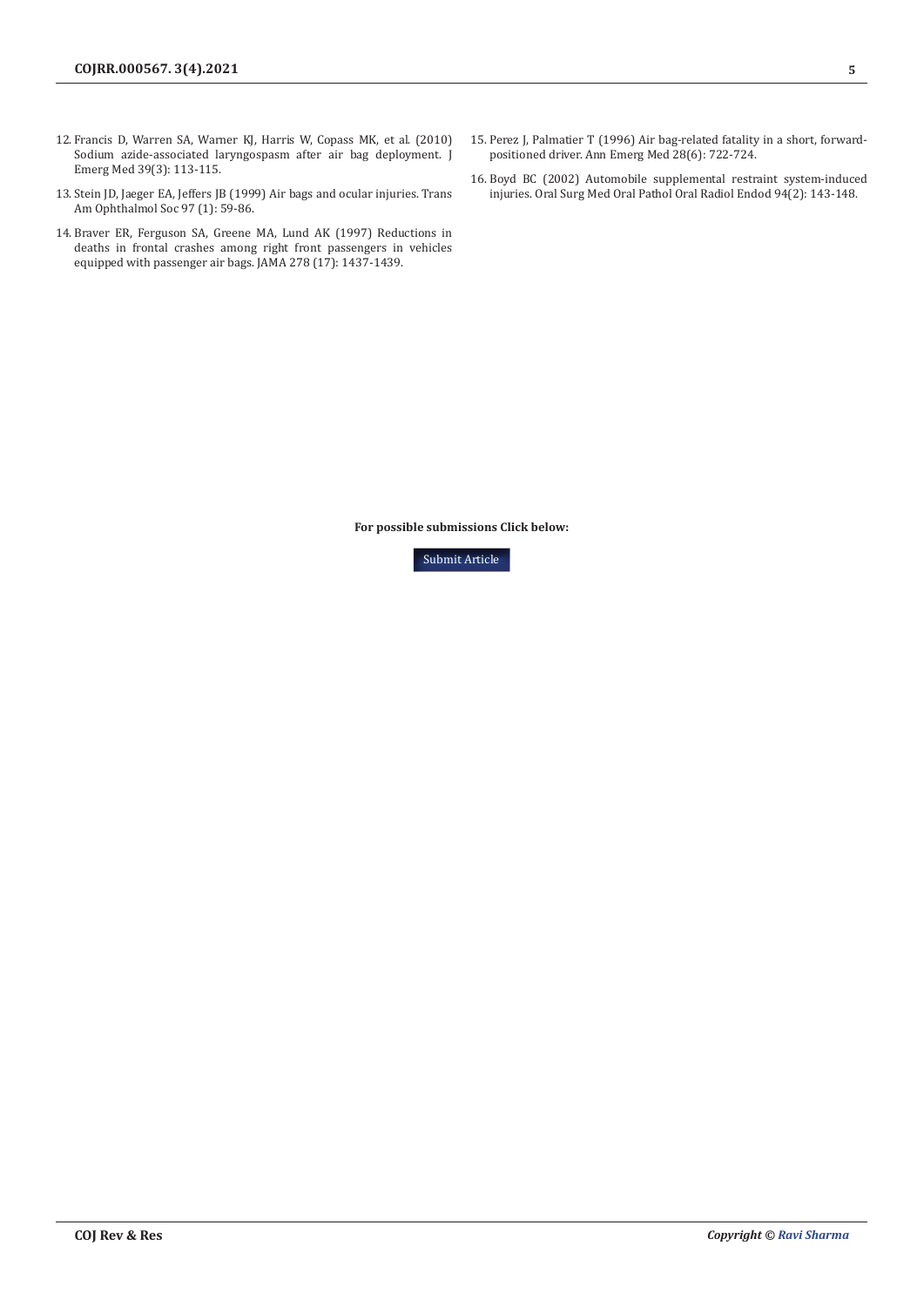12. Francis D, Warren SA, Warner KJ, Harris W, Copass MK, et al. (2010) Sodium azide-associated laryngospasm after air bag deployment. J Emerg Med 39(3): 113-115.
13. Stein JD, Jaeger EA, Jeffers JB (1999) Air bags and ocular injuries. Trans Am Ophthalmol Soc 97 (1): 59-86.
14. Braver ER, Ferguson SA, Greene MA, Lund AK (1997) Reductions in deaths in frontal crashes among right front passengers in vehicles equipped with passenger air bags. JAMA 278 (17): 1437-1439.
15. Perez J, Palmatier T (1996) Air bag-related fatality in a short, forward-positioned driver. Ann Emerg Med 28(6): 722-724.
16. Boyd BC (2002) Automobile supplemental restraint system-induced injuries. Oral Surg Med Oral Pathol Oral Radiol Endod 94(2): 143-148.

**For possible submissions Click below:**

Submit Article